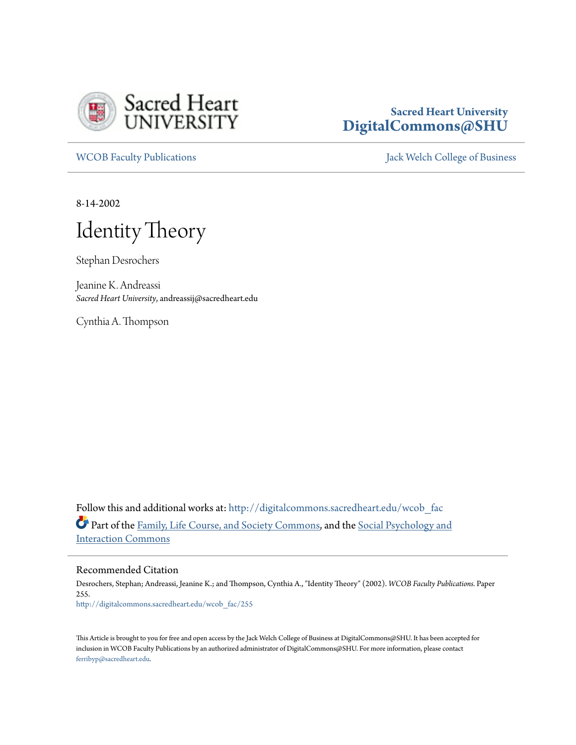Sacred Heart University
DigitalCommons@SHU

WCOB Faculty Publications | Jack Welch College of Business

8-14-2002

# Identity Theory

Stephan Desrochers

Jeanine K. Andreassi
*Sacred Heart University*, andreassij@sacredheart.edu

Cynthia A. Thompson

Follow this and additional works at: http://digitalcommons.sacredheart.edu/wcob_fac

Part of the Family, Life Course, and Society Commons, and the Social Psychology and Interaction Commons

## Recommended Citation

Desrochers, Stephan; Andreassi, Jeanine K.; and Thompson, Cynthia A., "Identity Theory" (2002). *WCOB Faculty Publications.* Paper 255.
http://digitalcommons.sacredheart.edu/wcob_fac/255

This Article is brought to you for free and open access by the Jack Welch College of Business at DigitalCommons@SHU. It has been accepted for inclusion in WCOB Faculty Publications by an authorized administrator of DigitalCommons@SHU. For more information, please contact ferribyp@sacredheart.edu.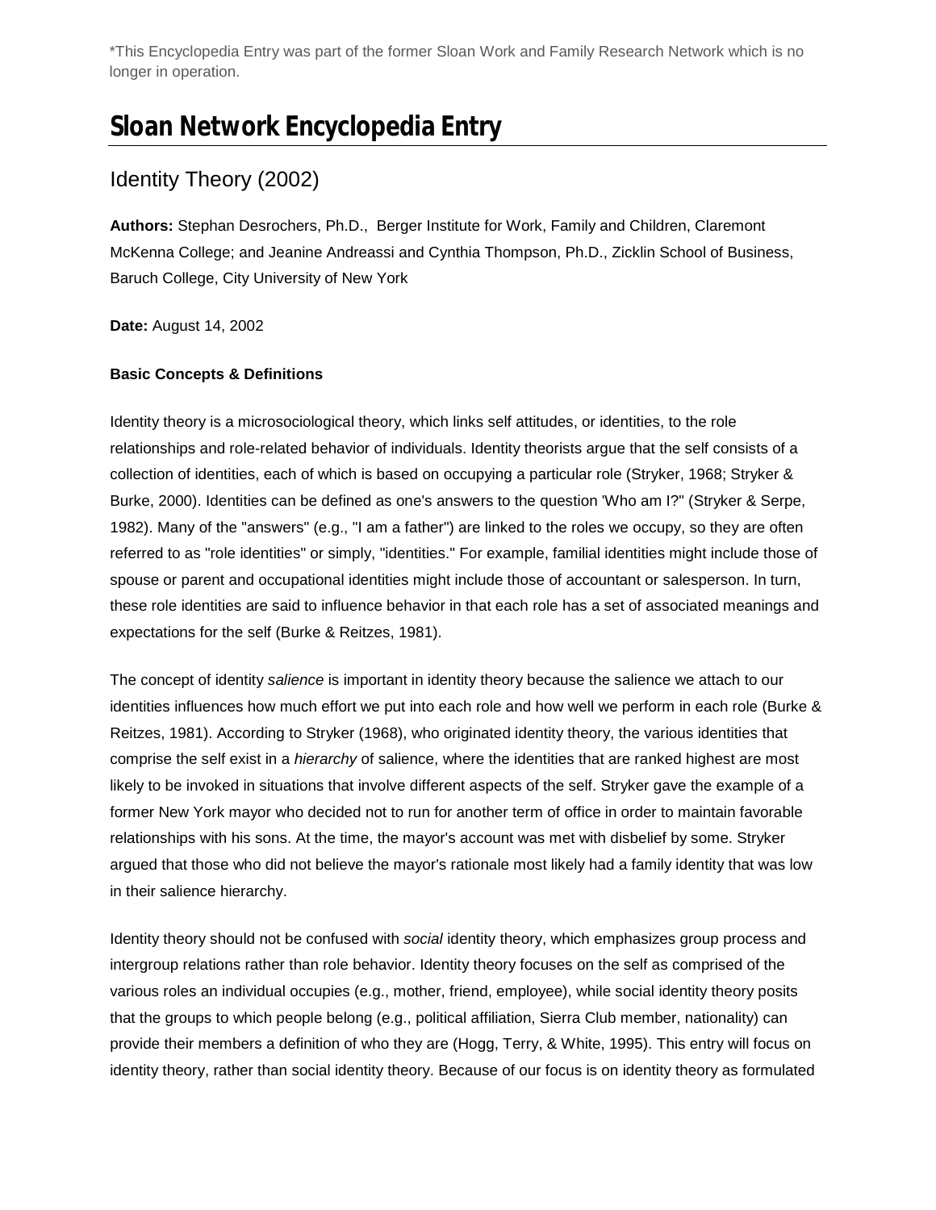*This Encyclopedia Entry was part of the former Sloan Work and Family Research Network which is no longer in operation.

# Sloan Network Encyclopedia Entry

## Identity Theory (2002)

**Authors:** Stephan Desrochers, Ph.D., Berger Institute for Work, Family and Children, Claremont McKenna College; and Jeanine Andreassi and Cynthia Thompson, Ph.D., Zicklin School of Business, Baruch College, City University of New York

**Date:** August 14, 2002

**Basic Concepts & Definitions**

Identity theory is a microsociological theory, which links self attitudes, or identities, to the role relationships and role-related behavior of individuals. Identity theorists argue that the self consists of a collection of identities, each of which is based on occupying a particular role (Stryker, 1968; Stryker & Burke, 2000). Identities can be defined as one's answers to the question 'Who am I?" (Stryker & Serpe, 1982). Many of the "answers" (e.g., "I am a father") are linked to the roles we occupy, so they are often referred to as "role identities" or simply, "identities." For example, familial identities might include those of spouse or parent and occupational identities might include those of accountant or salesperson. In turn, these role identities are said to influence behavior in that each role has a set of associated meanings and expectations for the self (Burke & Reitzes, 1981).

The concept of identity *salience* is important in identity theory because the salience we attach to our identities influences how much effort we put into each role and how well we perform in each role (Burke & Reitzes, 1981). According to Stryker (1968), who originated identity theory, the various identities that comprise the self exist in a *hierarchy* of salience, where the identities that are ranked highest are most likely to be invoked in situations that involve different aspects of the self. Stryker gave the example of a former New York mayor who decided not to run for another term of office in order to maintain favorable relationships with his sons. At the time, the mayor's account was met with disbelief by some. Stryker argued that those who did not believe the mayor's rationale most likely had a family identity that was low in their salience hierarchy.

Identity theory should not be confused with *social* identity theory, which emphasizes group process and intergroup relations rather than role behavior. Identity theory focuses on the self as comprised of the various roles an individual occupies (e.g., mother, friend, employee), while social identity theory posits that the groups to which people belong (e.g., political affiliation, Sierra Club member, nationality) can provide their members a definition of who they are (Hogg, Terry, & White, 1995). This entry will focus on identity theory, rather than social identity theory. Because of our focus is on identity theory as formulated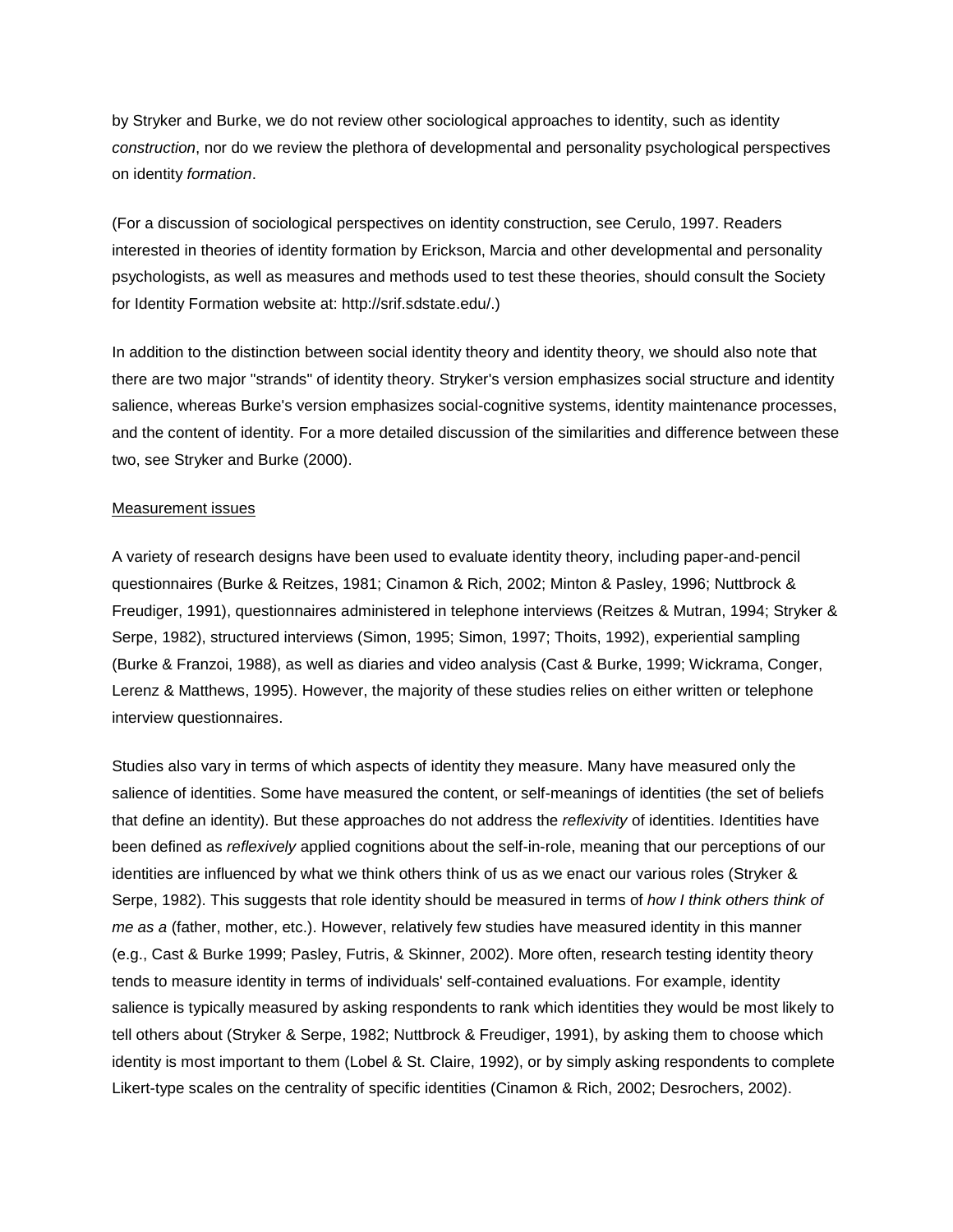by Stryker and Burke, we do not review other sociological approaches to identity, such as identity *construction*, nor do we review the plethora of developmental and personality psychological perspectives on identity *formation*.

(For a discussion of sociological perspectives on identity construction, see Cerulo, 1997. Readers interested in theories of identity formation by Erickson, Marcia and other developmental and personality psychologists, as well as measures and methods used to test these theories, should consult the Society for Identity Formation website at: http://srif.sdstate.edu/.)

In addition to the distinction between social identity theory and identity theory, we should also note that there are two major "strands" of identity theory. Stryker's version emphasizes social structure and identity salience, whereas Burke's version emphasizes social-cognitive systems, identity maintenance processes, and the content of identity. For a more detailed discussion of the similarities and difference between these two, see Stryker and Burke (2000).

<u>Measurement issues</u>

A variety of research designs have been used to evaluate identity theory, including paper-and-pencil questionnaires (Burke & Reitzes, 1981; Cinamon & Rich, 2002; Minton & Pasley, 1996; Nuttbrock & Freudiger, 1991), questionnaires administered in telephone interviews (Reitzes & Mutran, 1994; Stryker & Serpe, 1982), structured interviews (Simon, 1995; Simon, 1997; Thoits, 1992), experiential sampling (Burke & Franzoi, 1988), as well as diaries and video analysis (Cast & Burke, 1999; Wickrama, Conger, Lerenz & Matthews, 1995). However, the majority of these studies relies on either written or telephone interview questionnaires.

Studies also vary in terms of which aspects of identity they measure. Many have measured only the salience of identities. Some have measured the content, or self-meanings of identities (the set of beliefs that define an identity). But these approaches do not address the *reflexivity* of identities. Identities have been defined as *reflexively* applied cognitions about the self-in-role, meaning that our perceptions of our identities are influenced by what we think others think of us as we enact our various roles (Stryker & Serpe, 1982). This suggests that role identity should be measured in terms of *how I think others think of me as a* (father, mother, etc.). However, relatively few studies have measured identity in this manner (e.g., Cast & Burke 1999; Pasley, Futris, & Skinner, 2002). More often, research testing identity theory tends to measure identity in terms of individuals' self-contained evaluations. For example, identity salience is typically measured by asking respondents to rank which identities they would be most likely to tell others about (Stryker & Serpe, 1982; Nuttbrock & Freudiger, 1991), by asking them to choose which identity is most important to them (Lobel & St. Claire, 1992), or by simply asking respondents to complete Likert-type scales on the centrality of specific identities (Cinamon & Rich, 2002; Desrochers, 2002).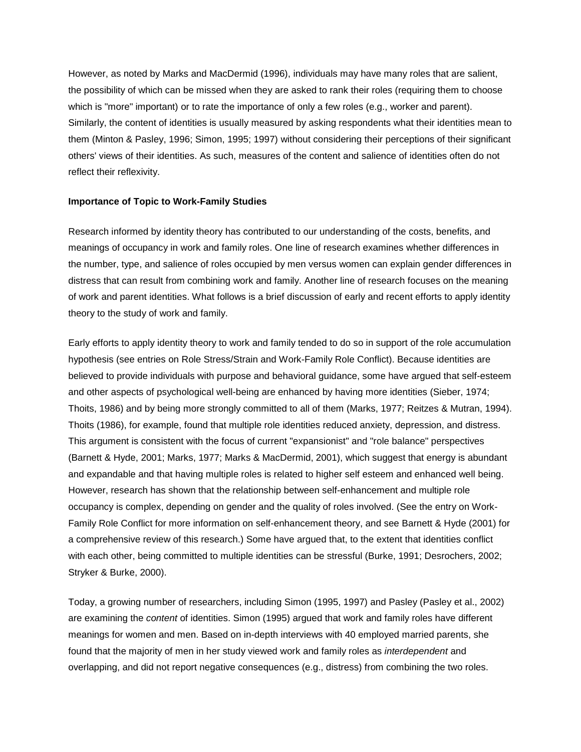However, as noted by Marks and MacDermid (1996), individuals may have many roles that are salient, the possibility of which can be missed when they are asked to rank their roles (requiring them to choose which is "more" important) or to rate the importance of only a few roles (e.g., worker and parent). Similarly, the content of identities is usually measured by asking respondents what their identities mean to them (Minton & Pasley, 1996; Simon, 1995; 1997) without considering their perceptions of their significant others' views of their identities. As such, measures of the content and salience of identities often do not reflect their reflexivity.

**Importance of Topic to Work-Family Studies**

Research informed by identity theory has contributed to our understanding of the costs, benefits, and meanings of occupancy in work and family roles. One line of research examines whether differences in the number, type, and salience of roles occupied by men versus women can explain gender differences in distress that can result from combining work and family. Another line of research focuses on the meaning of work and parent identities. What follows is a brief discussion of early and recent efforts to apply identity theory to the study of work and family.

Early efforts to apply identity theory to work and family tended to do so in support of the role accumulation hypothesis (see entries on Role Stress/Strain and Work-Family Role Conflict). Because identities are believed to provide individuals with purpose and behavioral guidance, some have argued that self-esteem and other aspects of psychological well-being are enhanced by having more identities (Sieber, 1974; Thoits, 1986) and by being more strongly committed to all of them (Marks, 1977; Reitzes & Mutran, 1994). Thoits (1986), for example, found that multiple role identities reduced anxiety, depression, and distress. This argument is consistent with the focus of current "expansionist" and "role balance" perspectives (Barnett & Hyde, 2001; Marks, 1977; Marks & MacDermid, 2001), which suggest that energy is abundant and expandable and that having multiple roles is related to higher self esteem and enhanced well being. However, research has shown that the relationship between self-enhancement and multiple role occupancy is complex, depending on gender and the quality of roles involved. (See the entry on Work-Family Role Conflict for more information on self-enhancement theory, and see Barnett & Hyde (2001) for a comprehensive review of this research.) Some have argued that, to the extent that identities conflict with each other, being committed to multiple identities can be stressful (Burke, 1991; Desrochers, 2002; Stryker & Burke, 2000).

Today, a growing number of researchers, including Simon (1995, 1997) and Pasley (Pasley et al., 2002) are examining the *content* of identities. Simon (1995) argued that work and family roles have different meanings for women and men. Based on in-depth interviews with 40 employed married parents, she found that the majority of men in her study viewed work and family roles as *interdependent* and overlapping, and did not report negative consequences (e.g., distress) from combining the two roles.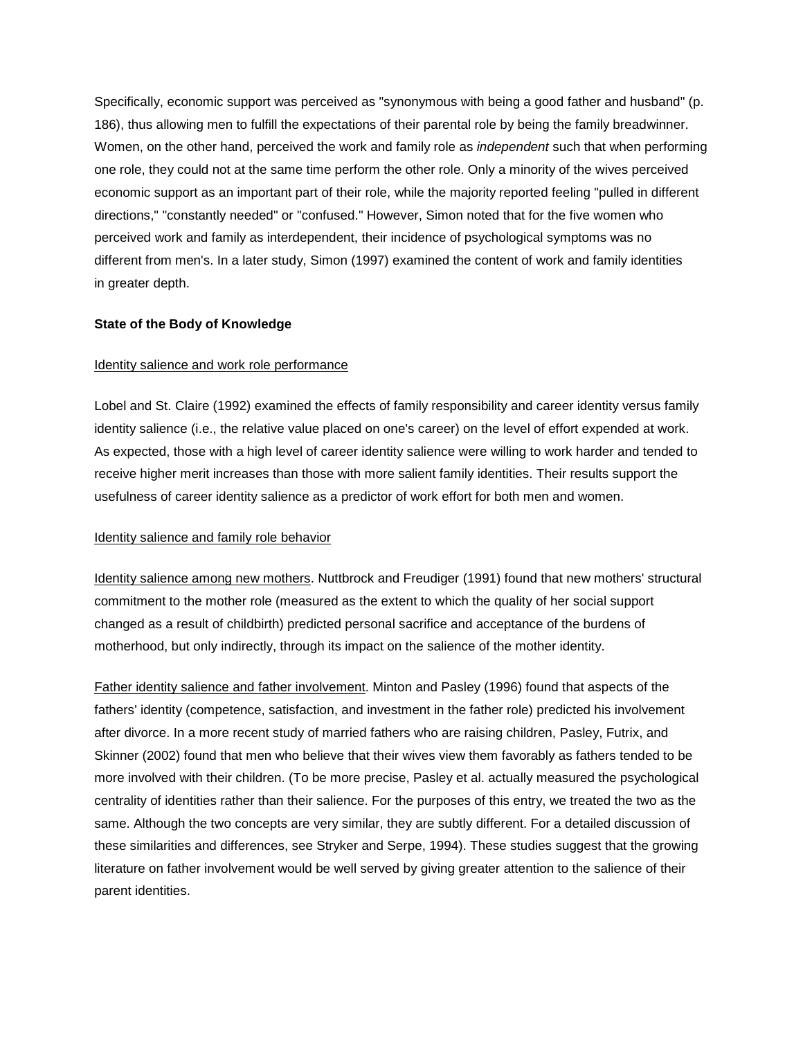Specifically, economic support was perceived as "synonymous with being a good father and husband" (p. 186), thus allowing men to fulfill the expectations of their parental role by being the family breadwinner. Women, on the other hand, perceived the work and family role as *independent* such that when performing one role, they could not at the same time perform the other role. Only a minority of the wives perceived economic support as an important part of their role, while the majority reported feeling "pulled in different directions," "constantly needed" or "confused." However, Simon noted that for the five women who perceived work and family as interdependent, their incidence of psychological symptoms was no different from men's. In a later study, Simon (1997) examined the content of work and family identities in greater depth.

**State of the Body of Knowledge**

<u>Identity salience and work role performance</u>

Lobel and St. Claire (1992) examined the effects of family responsibility and career identity versus family identity salience (i.e., the relative value placed on one's career) on the level of effort expended at work. As expected, those with a high level of career identity salience were willing to work harder and tended to receive higher merit increases than those with more salient family identities. Their results support the usefulness of career identity salience as a predictor of work effort for both men and women.

<u>Identity salience and family role behavior</u>

<u>Identity salience among new mothers</u>. Nuttbrock and Freudiger (1991) found that new mothers' structural commitment to the mother role (measured as the extent to which the quality of her social support changed as a result of childbirth) predicted personal sacrifice and acceptance of the burdens of motherhood, but only indirectly, through its impact on the salience of the mother identity.

<u>Father identity salience and father involvement</u>. Minton and Pasley (1996) found that aspects of the fathers' identity (competence, satisfaction, and investment in the father role) predicted his involvement after divorce. In a more recent study of married fathers who are raising children, Pasley, Futrix, and Skinner (2002) found that men who believe that their wives view them favorably as fathers tended to be more involved with their children. (To be more precise, Pasley et al. actually measured the psychological centrality of identities rather than their salience. For the purposes of this entry, we treated the two as the same. Although the two concepts are very similar, they are subtly different. For a detailed discussion of these similarities and differences, see Stryker and Serpe, 1994). These studies suggest that the growing literature on father involvement would be well served by giving greater attention to the salience of their parent identities.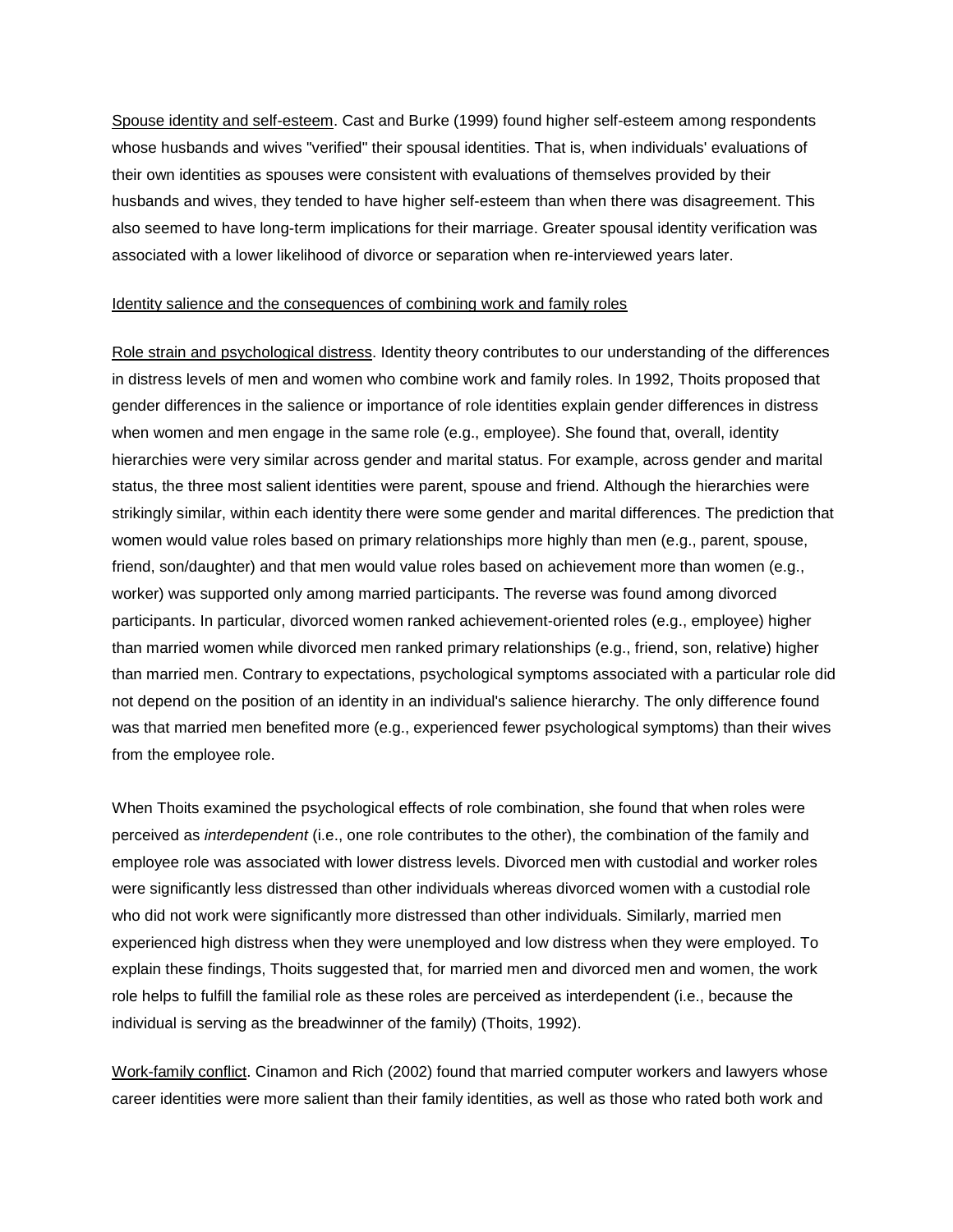Spouse identity and self-esteem. Cast and Burke (1999) found higher self-esteem among respondents whose husbands and wives "verified" their spousal identities. That is, when individuals' evaluations of their own identities as spouses were consistent with evaluations of themselves provided by their husbands and wives, they tended to have higher self-esteem than when there was disagreement. This also seemed to have long-term implications for their marriage. Greater spousal identity verification was associated with a lower likelihood of divorce or separation when re-interviewed years later.

Identity salience and the consequences of combining work and family roles

Role strain and psychological distress. Identity theory contributes to our understanding of the differences in distress levels of men and women who combine work and family roles. In 1992, Thoits proposed that gender differences in the salience or importance of role identities explain gender differences in distress when women and men engage in the same role (e.g., employee). She found that, overall, identity hierarchies were very similar across gender and marital status. For example, across gender and marital status, the three most salient identities were parent, spouse and friend. Although the hierarchies were strikingly similar, within each identity there were some gender and marital differences. The prediction that women would value roles based on primary relationships more highly than men (e.g., parent, spouse, friend, son/daughter) and that men would value roles based on achievement more than women (e.g., worker) was supported only among married participants. The reverse was found among divorced participants. In particular, divorced women ranked achievement-oriented roles (e.g., employee) higher than married women while divorced men ranked primary relationships (e.g., friend, son, relative) higher than married men. Contrary to expectations, psychological symptoms associated with a particular role did not depend on the position of an identity in an individual's salience hierarchy. The only difference found was that married men benefited more (e.g., experienced fewer psychological symptoms) than their wives from the employee role.

When Thoits examined the psychological effects of role combination, she found that when roles were perceived as *interdependent* (i.e., one role contributes to the other), the combination of the family and employee role was associated with lower distress levels. Divorced men with custodial and worker roles were significantly less distressed than other individuals whereas divorced women with a custodial role who did not work were significantly more distressed than other individuals. Similarly, married men experienced high distress when they were unemployed and low distress when they were employed. To explain these findings, Thoits suggested that, for married men and divorced men and women, the work role helps to fulfill the familial role as these roles are perceived as interdependent (i.e., because the individual is serving as the breadwinner of the family) (Thoits, 1992).

Work-family conflict. Cinamon and Rich (2002) found that married computer workers and lawyers whose career identities were more salient than their family identities, as well as those who rated both work and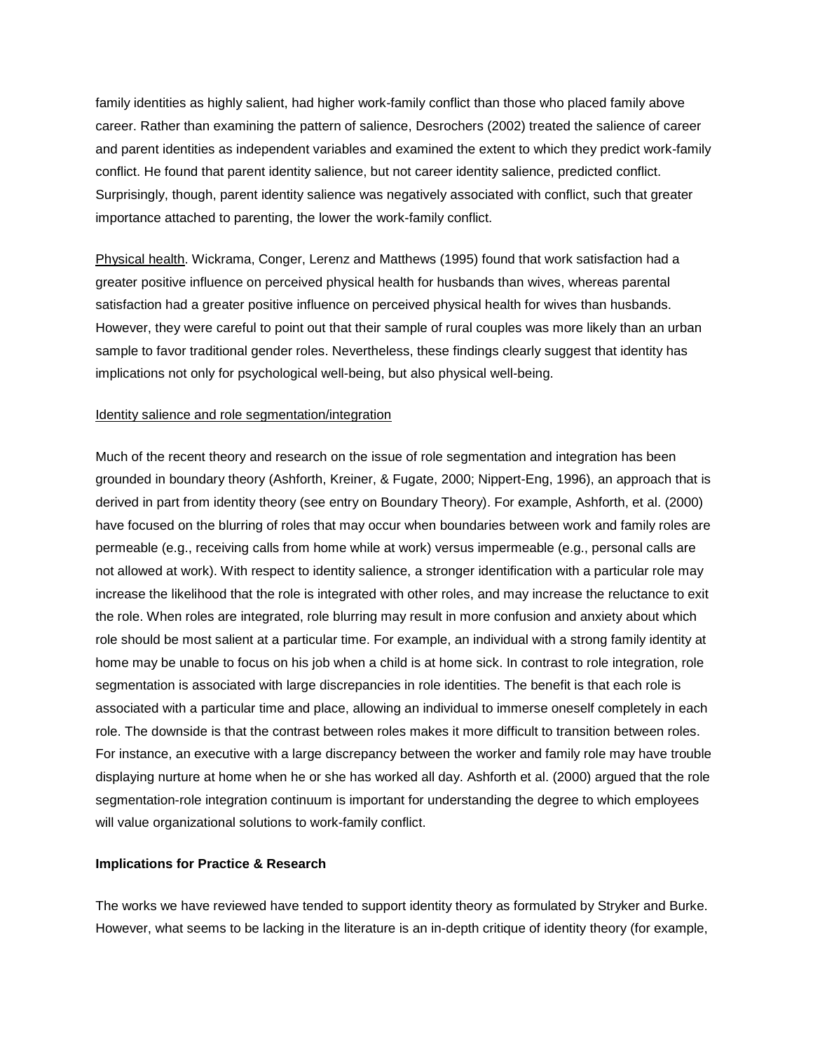family identities as highly salient, had higher work-family conflict than those who placed family above career. Rather than examining the pattern of salience, Desrochers (2002) treated the salience of career and parent identities as independent variables and examined the extent to which they predict work-family conflict. He found that parent identity salience, but not career identity salience, predicted conflict. Surprisingly, though, parent identity salience was negatively associated with conflict, such that greater importance attached to parenting, the lower the work-family conflict.

<u>Physical health</u>. Wickrama, Conger, Lerenz and Matthews (1995) found that work satisfaction had a greater positive influence on perceived physical health for husbands than wives, whereas parental satisfaction had a greater positive influence on perceived physical health for wives than husbands. However, they were careful to point out that their sample of rural couples was more likely than an urban sample to favor traditional gender roles. Nevertheless, these findings clearly suggest that identity has implications not only for psychological well-being, but also physical well-being.

<u>Identity salience and role segmentation/integration</u>

Much of the recent theory and research on the issue of role segmentation and integration has been grounded in boundary theory (Ashforth, Kreiner, & Fugate, 2000; Nippert-Eng, 1996), an approach that is derived in part from identity theory (see entry on Boundary Theory). For example, Ashforth, et al. (2000) have focused on the blurring of roles that may occur when boundaries between work and family roles are permeable (e.g., receiving calls from home while at work) versus impermeable (e.g., personal calls are not allowed at work). With respect to identity salience, a stronger identification with a particular role may increase the likelihood that the role is integrated with other roles, and may increase the reluctance to exit the role. When roles are integrated, role blurring may result in more confusion and anxiety about which role should be most salient at a particular time. For example, an individual with a strong family identity at home may be unable to focus on his job when a child is at home sick. In contrast to role integration, role segmentation is associated with large discrepancies in role identities. The benefit is that each role is associated with a particular time and place, allowing an individual to immerse oneself completely in each role. The downside is that the contrast between roles makes it more difficult to transition between roles. For instance, an executive with a large discrepancy between the worker and family role may have trouble displaying nurture at home when he or she has worked all day. Ashforth et al. (2000) argued that the role segmentation-role integration continuum is important for understanding the degree to which employees will value organizational solutions to work-family conflict.

**Implications for Practice & Research**

The works we have reviewed have tended to support identity theory as formulated by Stryker and Burke. However, what seems to be lacking in the literature is an in-depth critique of identity theory (for example,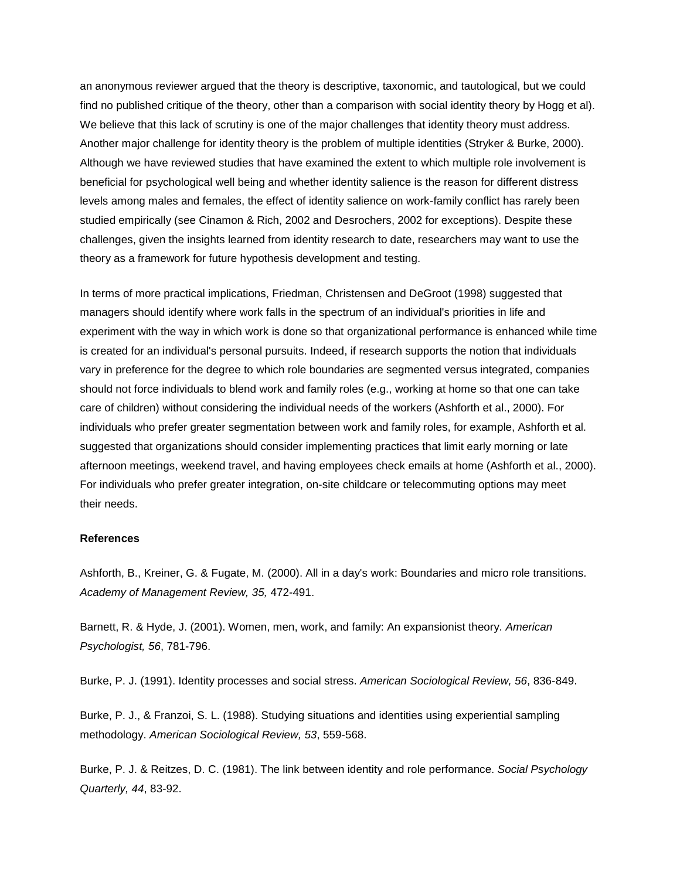an anonymous reviewer argued that the theory is descriptive, taxonomic, and tautological, but we could find no published critique of the theory, other than a comparison with social identity theory by Hogg et al). We believe that this lack of scrutiny is one of the major challenges that identity theory must address. Another major challenge for identity theory is the problem of multiple identities (Stryker & Burke, 2000). Although we have reviewed studies that have examined the extent to which multiple role involvement is beneficial for psychological well being and whether identity salience is the reason for different distress levels among males and females, the effect of identity salience on work-family conflict has rarely been studied empirically (see Cinamon & Rich, 2002 and Desrochers, 2002 for exceptions). Despite these challenges, given the insights learned from identity research to date, researchers may want to use the theory as a framework for future hypothesis development and testing.

In terms of more practical implications, Friedman, Christensen and DeGroot (1998) suggested that managers should identify where work falls in the spectrum of an individual's priorities in life and experiment with the way in which work is done so that organizational performance is enhanced while time is created for an individual's personal pursuits. Indeed, if research supports the notion that individuals vary in preference for the degree to which role boundaries are segmented versus integrated, companies should not force individuals to blend work and family roles (e.g., working at home so that one can take care of children) without considering the individual needs of the workers (Ashforth et al., 2000). For individuals who prefer greater segmentation between work and family roles, for example, Ashforth et al. suggested that organizations should consider implementing practices that limit early morning or late afternoon meetings, weekend travel, and having employees check emails at home (Ashforth et al., 2000). For individuals who prefer greater integration, on-site childcare or telecommuting options may meet their needs.

**References**

Ashforth, B., Kreiner, G. & Fugate, M. (2000). All in a day's work: Boundaries and micro role transitions. *Academy of Management Review, 35,* 472-491.

Barnett, R. & Hyde, J. (2001). Women, men, work, and family: An expansionist theory. *American Psychologist, 56*, 781-796.

Burke, P. J. (1991). Identity processes and social stress. *American Sociological Review, 56*, 836-849.

Burke, P. J., & Franzoi, S. L. (1988). Studying situations and identities using experiential sampling methodology. *American Sociological Review, 53*, 559-568.

Burke, P. J. & Reitzes, D. C. (1981). The link between identity and role performance. *Social Psychology Quarterly, 44*, 83-92.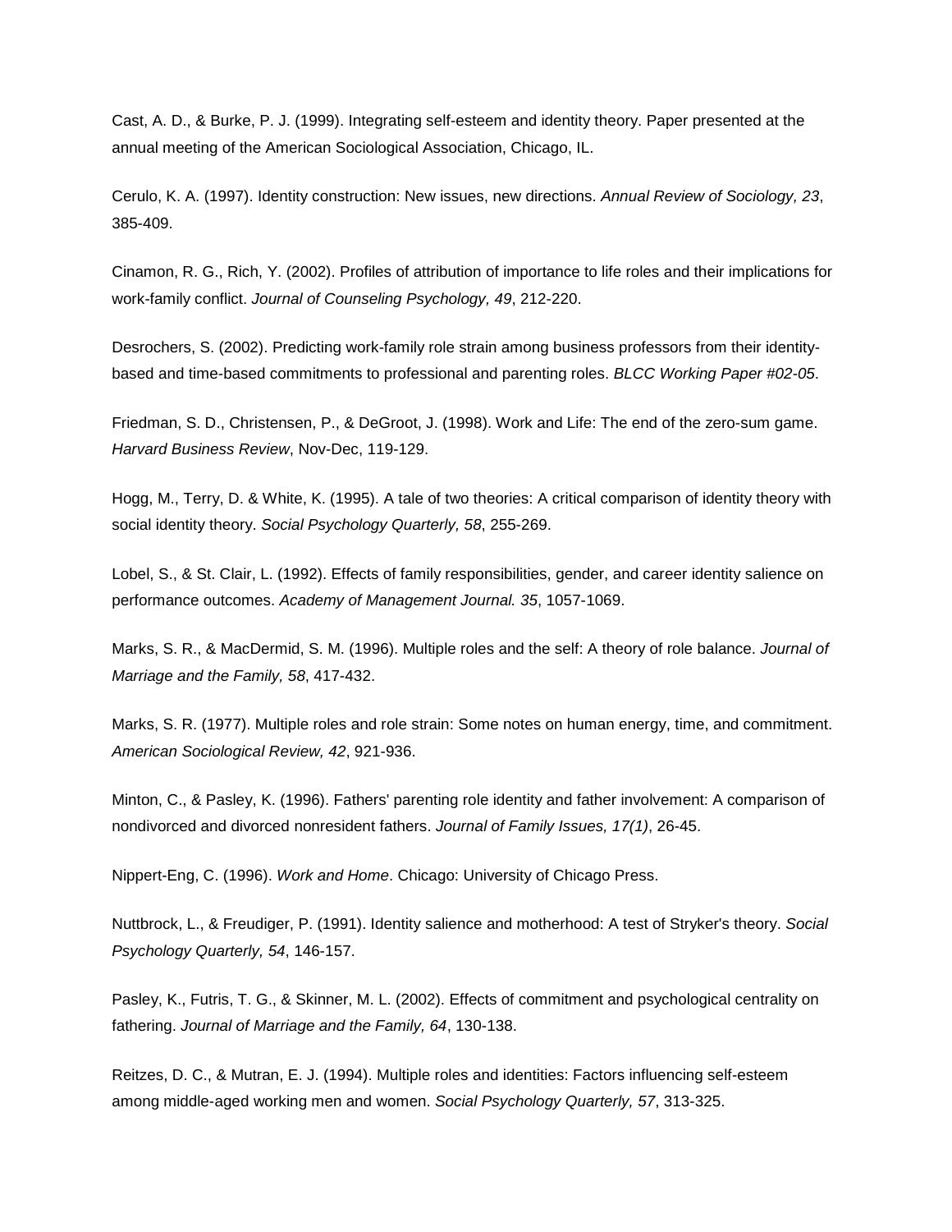Cast, A. D., & Burke, P. J. (1999). Integrating self-esteem and identity theory. Paper presented at the annual meeting of the American Sociological Association, Chicago, IL.

Cerulo, K. A. (1997). Identity construction: New issues, new directions. *Annual Review of Sociology, 23*, 385-409.

Cinamon, R. G., Rich, Y. (2002). Profiles of attribution of importance to life roles and their implications for work-family conflict. *Journal of Counseling Psychology, 49*, 212-220.

Desrochers, S. (2002). Predicting work-family role strain among business professors from their identity-based and time-based commitments to professional and parenting roles. *BLCC Working Paper #02-05*.

Friedman, S. D., Christensen, P., & DeGroot, J. (1998). Work and Life: The end of the zero-sum game. *Harvard Business Review*, Nov-Dec, 119-129.

Hogg, M., Terry, D. & White, K. (1995). A tale of two theories: A critical comparison of identity theory with social identity theory. *Social Psychology Quarterly, 58*, 255-269.

Lobel, S., & St. Clair, L. (1992). Effects of family responsibilities, gender, and career identity salience on performance outcomes. *Academy of Management Journal. 35*, 1057-1069.

Marks, S. R., & MacDermid, S. M. (1996). Multiple roles and the self: A theory of role balance. *Journal of Marriage and the Family, 58*, 417-432.

Marks, S. R. (1977). Multiple roles and role strain: Some notes on human energy, time, and commitment. *American Sociological Review, 42*, 921-936.

Minton, C., & Pasley, K. (1996). Fathers' parenting role identity and father involvement: A comparison of nondivorced and divorced nonresident fathers. *Journal of Family Issues, 17(1)*, 26-45.

Nippert-Eng, C. (1996). *Work and Home*. Chicago: University of Chicago Press.

Nuttbrock, L., & Freudiger, P. (1991). Identity salience and motherhood: A test of Stryker's theory. *Social Psychology Quarterly, 54*, 146-157.

Pasley, K., Futris, T. G., & Skinner, M. L. (2002). Effects of commitment and psychological centrality on fathering. *Journal of Marriage and the Family, 64*, 130-138.

Reitzes, D. C., & Mutran, E. J. (1994). Multiple roles and identities: Factors influencing self-esteem among middle-aged working men and women. *Social Psychology Quarterly, 57*, 313-325.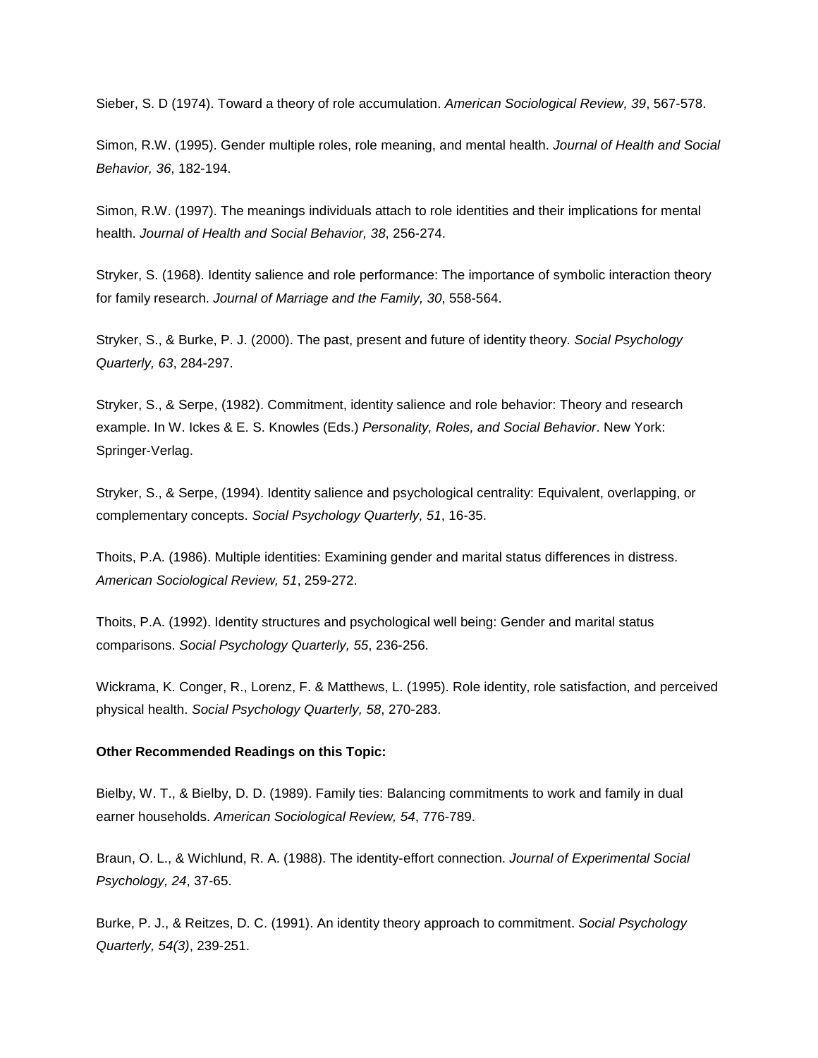Sieber, S. D (1974). Toward a theory of role accumulation. *American Sociological Review, 39*, 567-578.

Simon, R.W. (1995). Gender multiple roles, role meaning, and mental health. *Journal of Health and Social Behavior, 36*, 182-194.

Simon, R.W. (1997). The meanings individuals attach to role identities and their implications for mental health. *Journal of Health and Social Behavior, 38*, 256-274.

Stryker, S. (1968). Identity salience and role performance: The importance of symbolic interaction theory for family research. *Journal of Marriage and the Family, 30*, 558-564.

Stryker, S., & Burke, P. J. (2000). The past, present and future of identity theory. *Social Psychology Quarterly, 63*, 284-297.

Stryker, S., & Serpe, (1982). Commitment, identity salience and role behavior: Theory and research example. In W. Ickes & E. S. Knowles (Eds.) *Personality, Roles, and Social Behavior*. New York: Springer-Verlag.

Stryker, S., & Serpe, (1994). Identity salience and psychological centrality: Equivalent, overlapping, or complementary concepts. *Social Psychology Quarterly, 51*, 16-35.

Thoits, P.A. (1986). Multiple identities: Examining gender and marital status differences in distress. *American Sociological Review, 51*, 259-272.

Thoits, P.A. (1992). Identity structures and psychological well being: Gender and marital status comparisons. *Social Psychology Quarterly, 55*, 236-256.

Wickrama, K. Conger, R., Lorenz, F. & Matthews, L. (1995). Role identity, role satisfaction, and perceived physical health. *Social Psychology Quarterly, 58*, 270-283.

**Other Recommended Readings on this Topic:**

Bielby, W. T., & Bielby, D. D. (1989). Family ties: Balancing commitments to work and family in dual earner households. *American Sociological Review, 54*, 776-789.

Braun, O. L., & Wichlund, R. A. (1988). The identity-effort connection. *Journal of Experimental Social Psychology, 24*, 37-65.

Burke, P. J., & Reitzes, D. C. (1991). An identity theory approach to commitment. *Social Psychology Quarterly, 54(3)*, 239-251.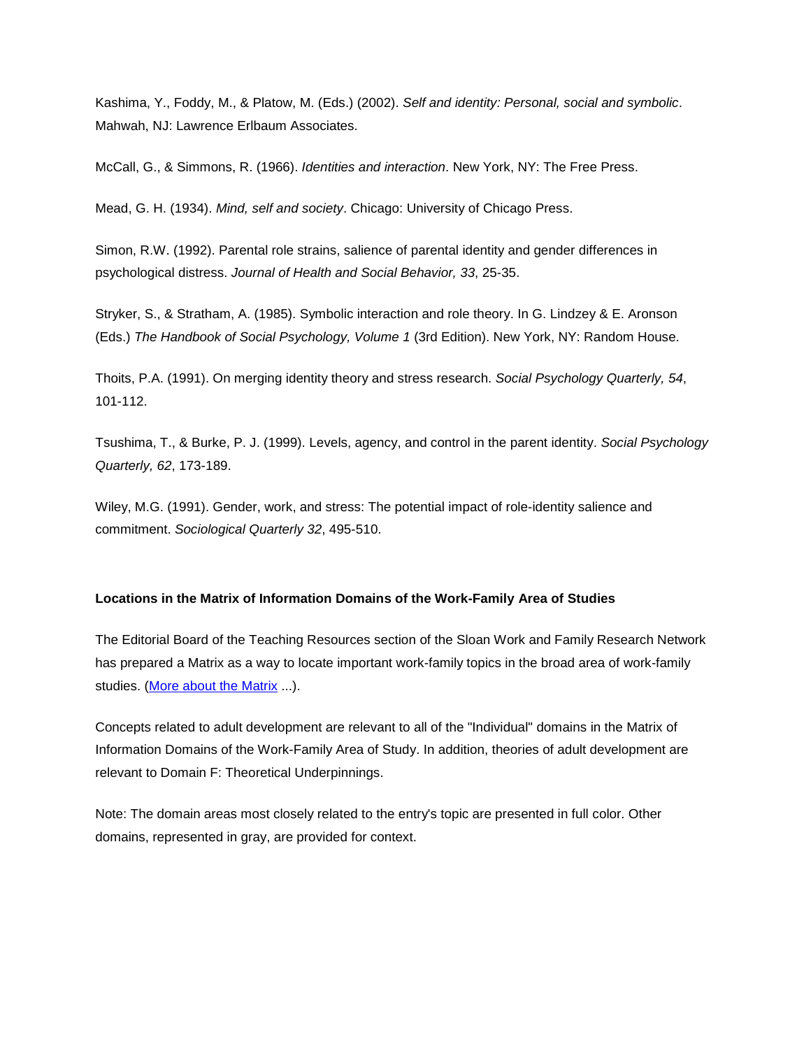Kashima, Y., Foddy, M., & Platow, M. (Eds.) (2002). *Self and identity: Personal, social and symbolic*. Mahwah, NJ: Lawrence Erlbaum Associates.

McCall, G., & Simmons, R. (1966). *Identities and interaction*. New York, NY: The Free Press.

Mead, G. H. (1934). *Mind, self and society*. Chicago: University of Chicago Press.

Simon, R.W. (1992). Parental role strains, salience of parental identity and gender differences in psychological distress. *Journal of Health and Social Behavior, 33*, 25-35.

Stryker, S., & Stratham, A. (1985). Symbolic interaction and role theory. In G. Lindzey & E. Aronson (Eds.) *The Handbook of Social Psychology, Volume 1* (3rd Edition). New York, NY: Random House.

Thoits, P.A. (1991). On merging identity theory and stress research. *Social Psychology Quarterly, 54*, 101-112.

Tsushima, T., & Burke, P. J. (1999). Levels, agency, and control in the parent identity. *Social Psychology Quarterly, 62*, 173-189.

Wiley, M.G. (1991). Gender, work, and stress: The potential impact of role-identity salience and commitment. *Sociological Quarterly 32*, 495-510.

**Locations in the Matrix of Information Domains of the Work-Family Area of Studies**

The Editorial Board of the Teaching Resources section of the Sloan Work and Family Research Network has prepared a Matrix as a way to locate important work-family topics in the broad area of work-family studies. (More about the Matrix ...).

Concepts related to adult development are relevant to all of the "Individual" domains in the Matrix of Information Domains of the Work-Family Area of Study. In addition, theories of adult development are relevant to Domain F: Theoretical Underpinnings.

Note: The domain areas most closely related to the entry's topic are presented in full color. Other domains, represented in gray, are provided for context.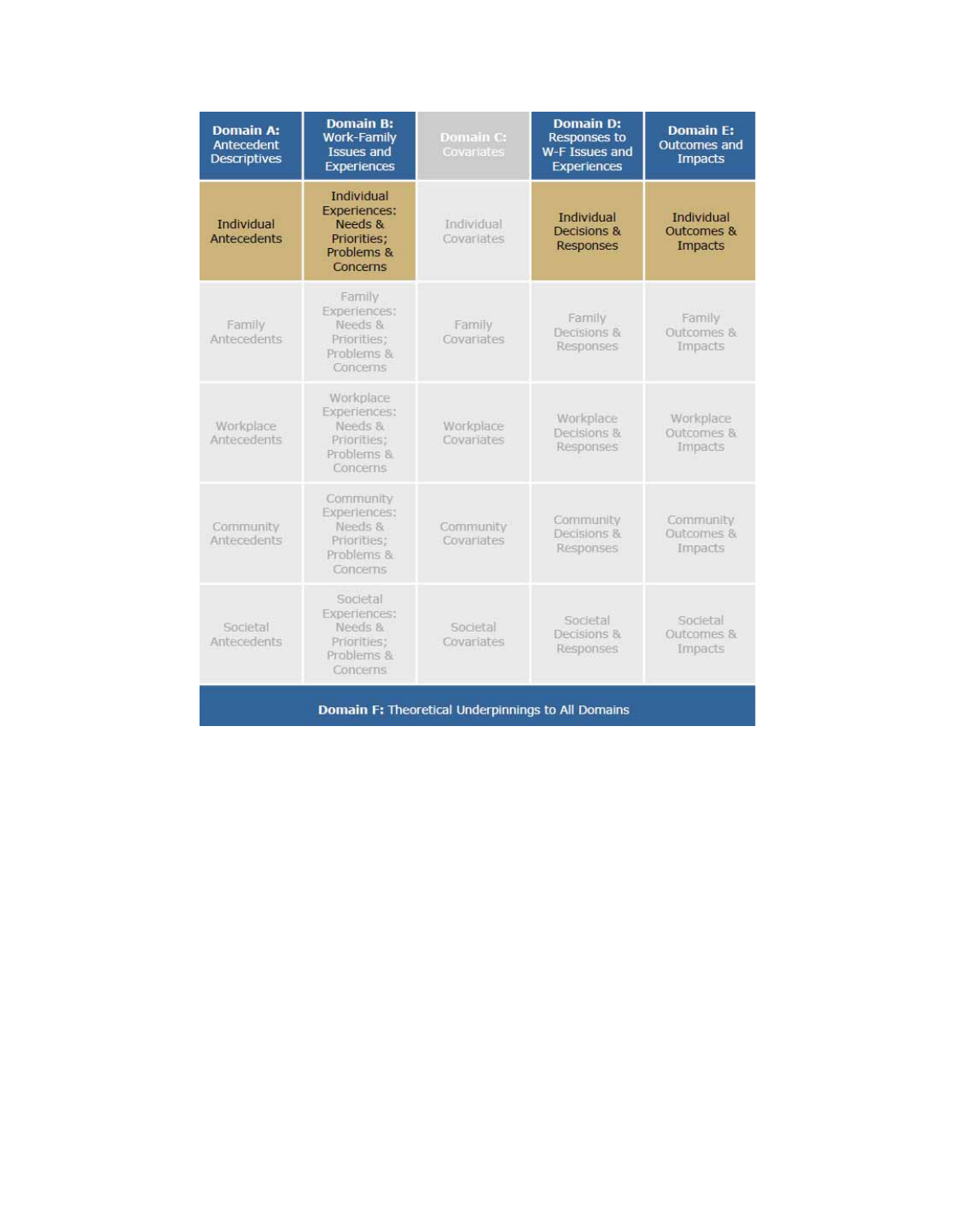| **Domain A:** Antecedent Descriptives | **Domain B:** Work-Family Issues and Experiences | **Domain C:** Covariates | **Domain D:** Responses to W-F Issues and Experiences | **Domain E:** Outcomes and Impacts |
|---|---|---|---|---|
| Individual Antecedents | Individual Experiences: Needs & Priorities; Problems & Concerns | Individual Covariates | Individual Decisions & Responses | Individual Outcomes & Impacts |
| Family Antecedents | Family Experiences: Needs & Priorities; Problems & Concerns | Family Covariates | Family Decisions & Responses | Family Outcomes & Impacts |
| Workplace Antecedents | Workplace Experiences: Needs & Priorities; Problems & Concerns | Workplace Covariates | Workplace Decisions & Responses | Workplace Outcomes & Impacts |
| Community Antecedents | Community Experiences: Needs & Priorities; Problems & Concerns | Community Covariates | Community Decisions & Responses | Community Outcomes & Impacts |
| Societal Antecedents | Societal Experiences: Needs & Priorities; Problems & Concerns | Societal Covariates | Societal Decisions & Responses | Societal Outcomes & Impacts |
| **Domain F:** Theoretical Underpinnings to All Domains | | | | |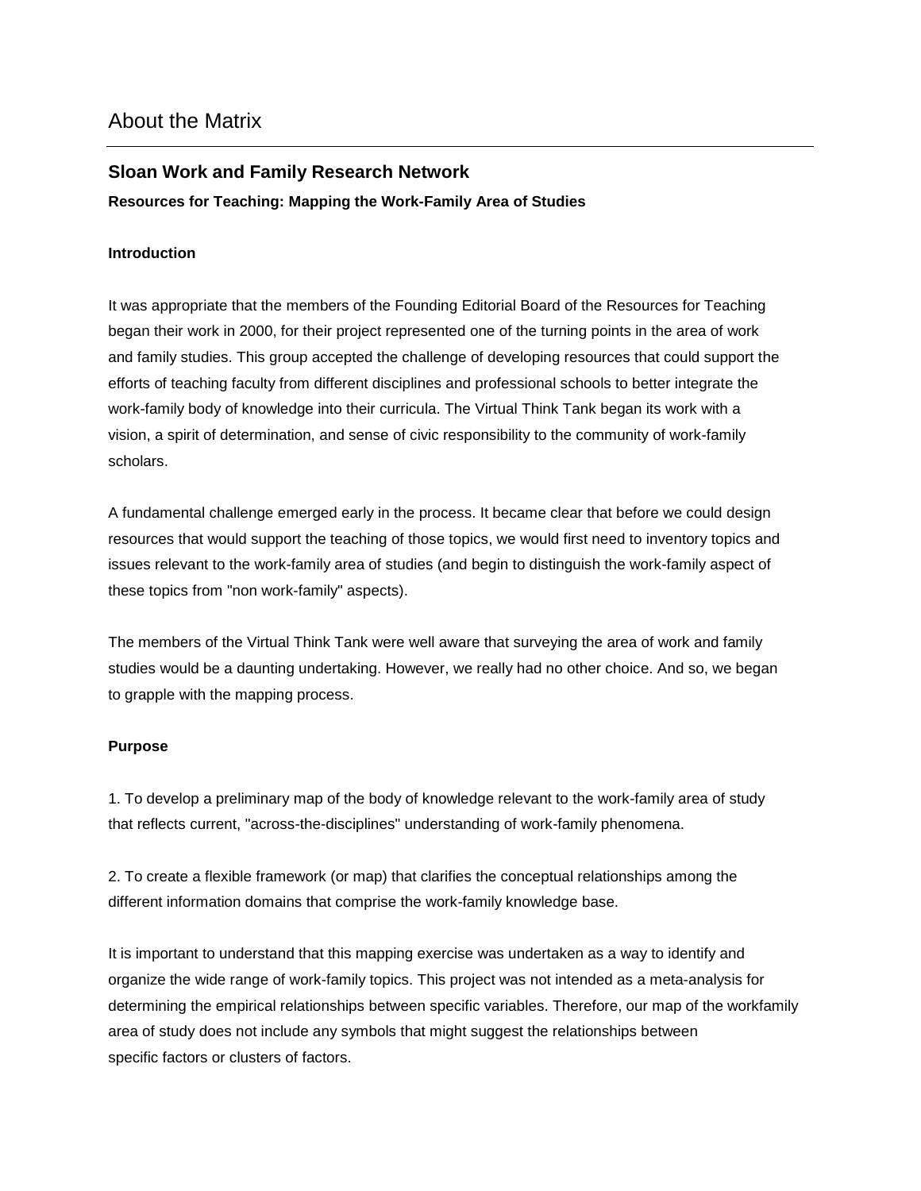# About the Matrix

## Sloan Work and Family Research Network

### Resources for Teaching: Mapping the Work-Family Area of Studies

**Introduction**

It was appropriate that the members of the Founding Editorial Board of the Resources for Teaching began their work in 2000, for their project represented one of the turning points in the area of work and family studies. This group accepted the challenge of developing resources that could support the efforts of teaching faculty from different disciplines and professional schools to better integrate the work-family body of knowledge into their curricula. The Virtual Think Tank began its work with a vision, a spirit of determination, and sense of civic responsibility to the community of work-family scholars.

A fundamental challenge emerged early in the process. It became clear that before we could design resources that would support the teaching of those topics, we would first need to inventory topics and issues relevant to the work-family area of studies (and begin to distinguish the work-family aspect of these topics from "non work-family" aspects).

The members of the Virtual Think Tank were well aware that surveying the area of work and family studies would be a daunting undertaking. However, we really had no other choice. And so, we began to grapple with the mapping process.

**Purpose**

1. To develop a preliminary map of the body of knowledge relevant to the work-family area of study that reflects current, "across-the-disciplines" understanding of work-family phenomena.

2. To create a flexible framework (or map) that clarifies the conceptual relationships among the different information domains that comprise the work-family knowledge base.

It is important to understand that this mapping exercise was undertaken as a way to identify and organize the wide range of work-family topics. This project was not intended as a meta-analysis for determining the empirical relationships between specific variables. Therefore, our map of the workfamily area of study does not include any symbols that might suggest the relationships between specific factors or clusters of factors.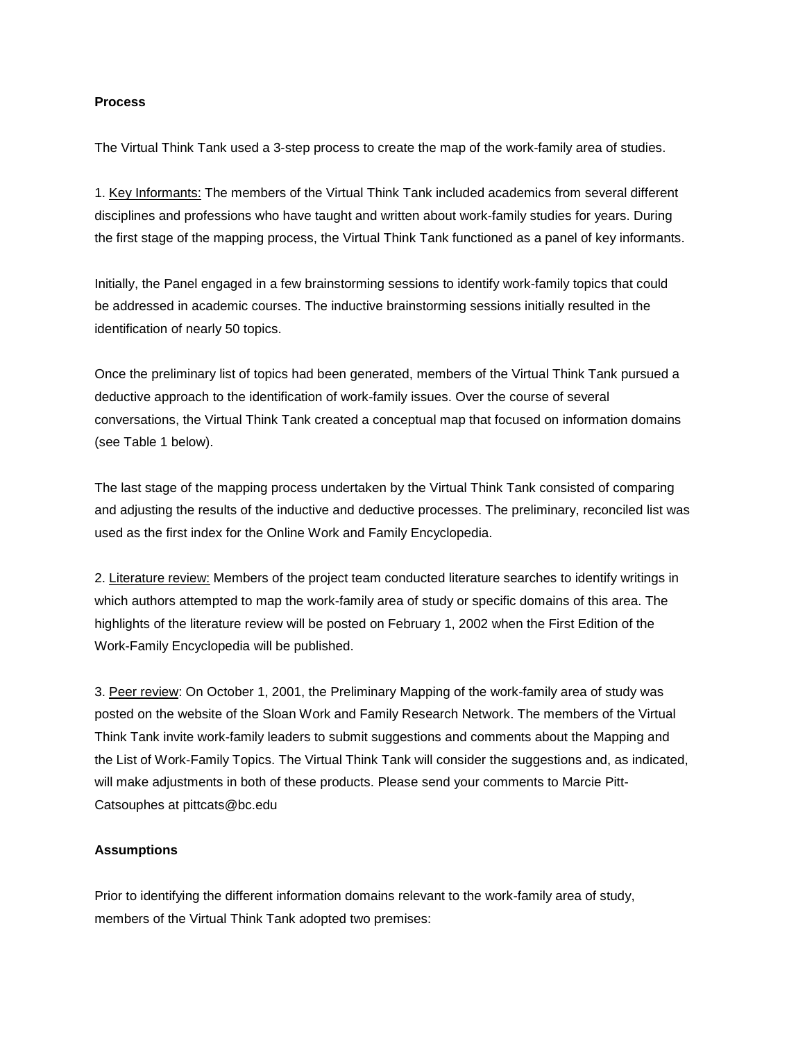**Process**

The Virtual Think Tank used a 3-step process to create the map of the work-family area of studies.

1. <u>Key Informants:</u> The members of the Virtual Think Tank included academics from several different disciplines and professions who have taught and written about work-family studies for years. During the first stage of the mapping process, the Virtual Think Tank functioned as a panel of key informants.

Initially, the Panel engaged in a few brainstorming sessions to identify work-family topics that could be addressed in academic courses. The inductive brainstorming sessions initially resulted in the identification of nearly 50 topics.

Once the preliminary list of topics had been generated, members of the Virtual Think Tank pursued a deductive approach to the identification of work-family issues. Over the course of several conversations, the Virtual Think Tank created a conceptual map that focused on information domains (see Table 1 below).

The last stage of the mapping process undertaken by the Virtual Think Tank consisted of comparing and adjusting the results of the inductive and deductive processes. The preliminary, reconciled list was used as the first index for the Online Work and Family Encyclopedia.

2. <u>Literature review:</u> Members of the project team conducted literature searches to identify writings in which authors attempted to map the work-family area of study or specific domains of this area. The highlights of the literature review will be posted on February 1, 2002 when the First Edition of the Work-Family Encyclopedia will be published.

3. <u>Peer review</u>: On October 1, 2001, the Preliminary Mapping of the work-family area of study was posted on the website of the Sloan Work and Family Research Network. The members of the Virtual Think Tank invite work-family leaders to submit suggestions and comments about the Mapping and the List of Work-Family Topics. The Virtual Think Tank will consider the suggestions and, as indicated, will make adjustments in both of these products. Please send your comments to Marcie Pitt-Catsouphes at pittcats@bc.edu

**Assumptions**

Prior to identifying the different information domains relevant to the work-family area of study, members of the Virtual Think Tank adopted two premises: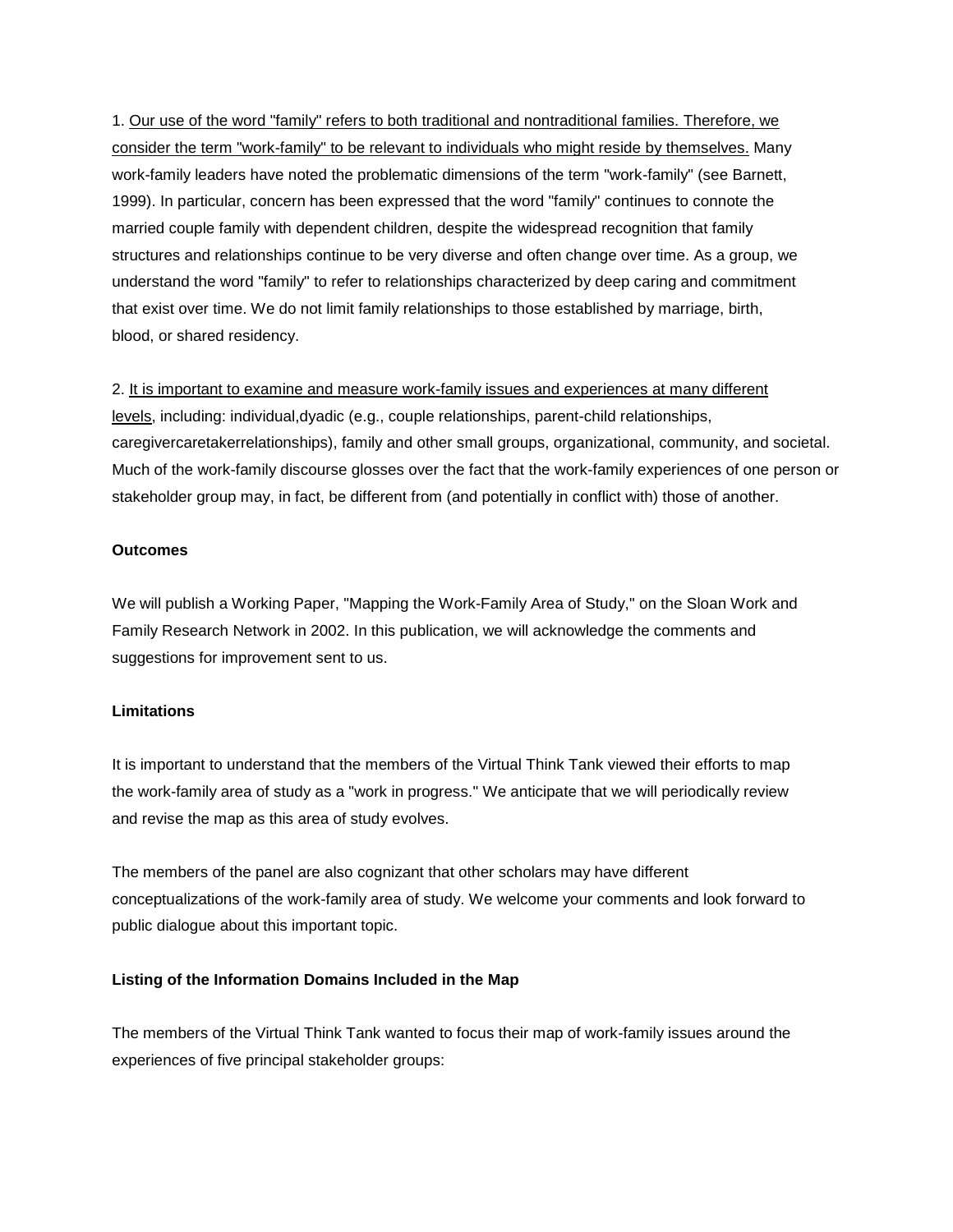1. <u>Our use of the word "family" refers to both traditional and nontraditional families. Therefore, we consider the term "work-family" to be relevant to individuals who might reside by themselves.</u> Many work-family leaders have noted the problematic dimensions of the term "work-family" (see Barnett, 1999). In particular, concern has been expressed that the word "family" continues to connote the married couple family with dependent children, despite the widespread recognition that family structures and relationships continue to be very diverse and often change over time. As a group, we understand the word "family" to refer to relationships characterized by deep caring and commitment that exist over time. We do not limit family relationships to those established by marriage, birth, blood, or shared residency.

2. <u>It is important to examine and measure work-family issues and experiences at many different levels</u>, including: individual,dyadic (e.g., couple relationships, parent-child relationships, caregivercaretakerrelationships), family and other small groups, organizational, community, and societal. Much of the work-family discourse glosses over the fact that the work-family experiences of one person or stakeholder group may, in fact, be different from (and potentially in conflict with) those of another.

**Outcomes**

We will publish a Working Paper, "Mapping the Work-Family Area of Study," on the Sloan Work and Family Research Network in 2002. In this publication, we will acknowledge the comments and suggestions for improvement sent to us.

**Limitations**

It is important to understand that the members of the Virtual Think Tank viewed their efforts to map the work-family area of study as a "work in progress." We anticipate that we will periodically review and revise the map as this area of study evolves.

The members of the panel are also cognizant that other scholars may have different conceptualizations of the work-family area of study. We welcome your comments and look forward to public dialogue about this important topic.

**Listing of the Information Domains Included in the Map**

The members of the Virtual Think Tank wanted to focus their map of work-family issues around the experiences of five principal stakeholder groups: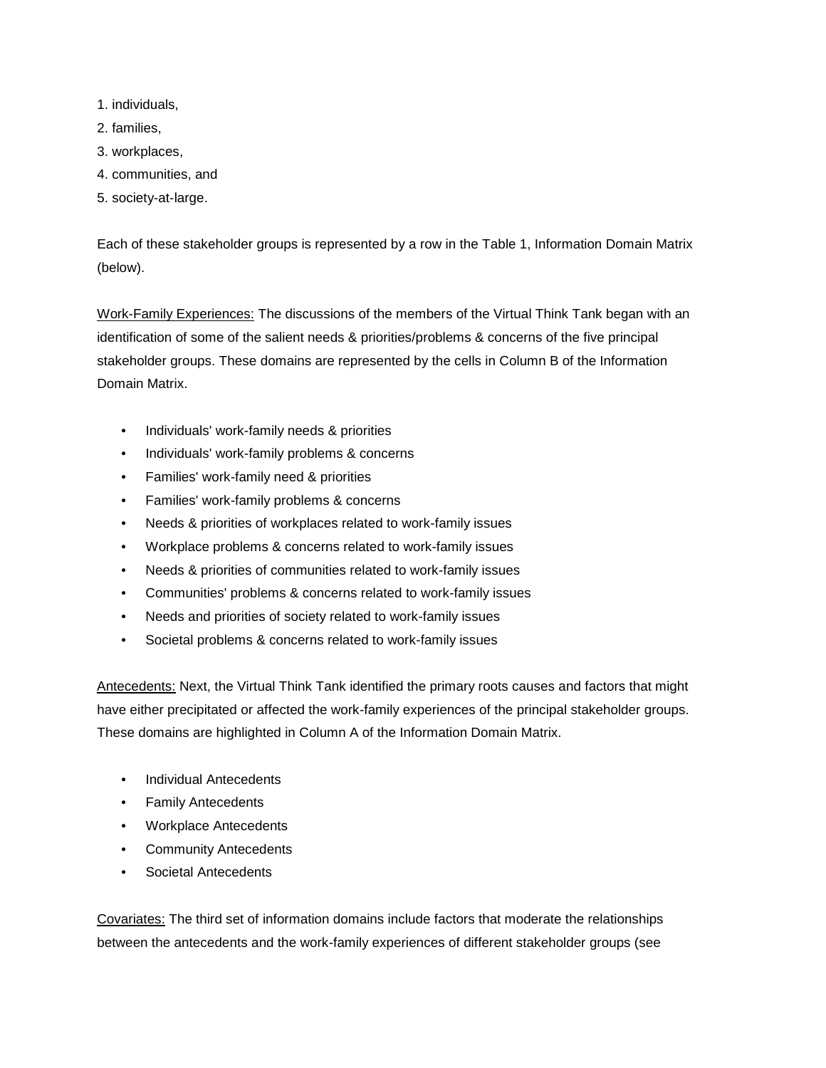1. individuals,
2. families,
3. workplaces,
4. communities, and
5. society-at-large.

Each of these stakeholder groups is represented by a row in the Table 1, Information Domain Matrix (below).

<u>Work-Family Experiences:</u> The discussions of the members of the Virtual Think Tank began with an identification of some of the salient needs & priorities/problems & concerns of the five principal stakeholder groups. These domains are represented by the cells in Column B of the Information Domain Matrix.

- Individuals' work-family needs & priorities
- Individuals' work-family problems & concerns
- Families' work-family need & priorities
- Families' work-family problems & concerns
- Needs & priorities of workplaces related to work-family issues
- Workplace problems & concerns related to work-family issues
- Needs & priorities of communities related to work-family issues
- Communities' problems & concerns related to work-family issues
- Needs and priorities of society related to work-family issues
- Societal problems & concerns related to work-family issues

<u>Antecedents:</u> Next, the Virtual Think Tank identified the primary roots causes and factors that might have either precipitated or affected the work-family experiences of the principal stakeholder groups. These domains are highlighted in Column A of the Information Domain Matrix.

- Individual Antecedents
- Family Antecedents
- Workplace Antecedents
- Community Antecedents
- Societal Antecedents

<u>Covariates:</u> The third set of information domains include factors that moderate the relationships between the antecedents and the work-family experiences of different stakeholder groups (see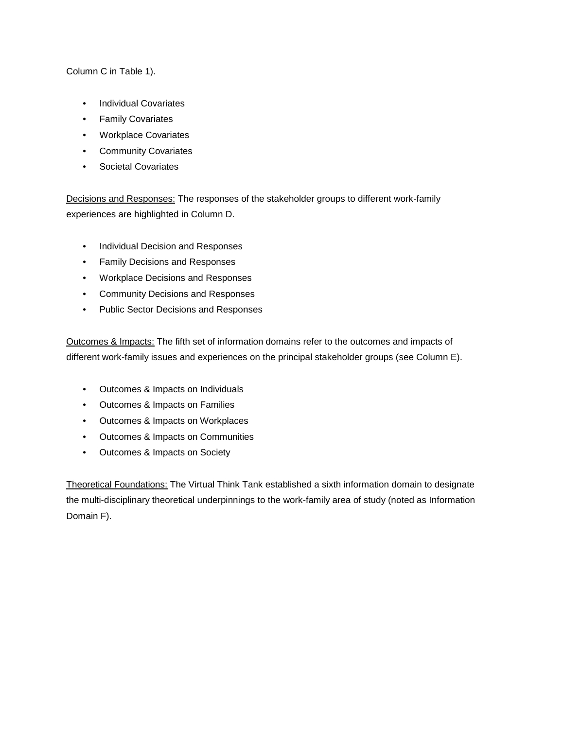Column C in Table 1).

- Individual Covariates
- Family Covariates
- Workplace Covariates
- Community Covariates
- Societal Covariates

<u>Decisions and Responses:</u> The responses of the stakeholder groups to different work-family experiences are highlighted in Column D.

- Individual Decision and Responses
- Family Decisions and Responses
- Workplace Decisions and Responses
- Community Decisions and Responses
- Public Sector Decisions and Responses

<u>Outcomes & Impacts:</u> The fifth set of information domains refer to the outcomes and impacts of different work-family issues and experiences on the principal stakeholder groups (see Column E).

- Outcomes & Impacts on Individuals
- Outcomes & Impacts on Families
- Outcomes & Impacts on Workplaces
- Outcomes & Impacts on Communities
- Outcomes & Impacts on Society

<u>Theoretical Foundations:</u> The Virtual Think Tank established a sixth information domain to designate the multi-disciplinary theoretical underpinnings to the work-family area of study (noted as Information Domain F).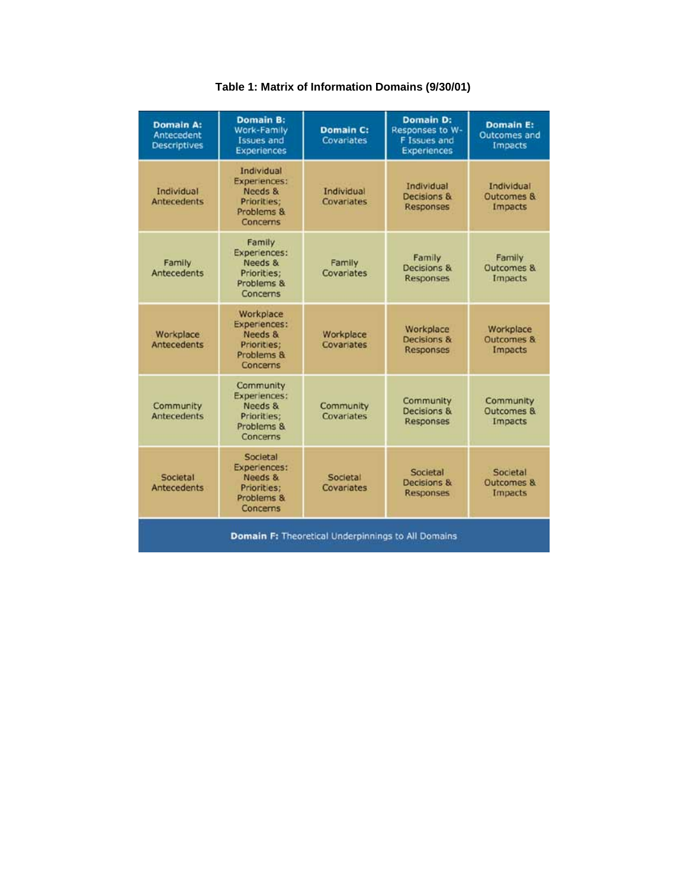**Table 1: Matrix of Information Domains (9/30/01)**

| **Domain A:** Antecedent Descriptives | **Domain B:** Work-Family Issues and Experiences | **Domain C:** Covariates | **Domain D:** Responses to W-F Issues and Experiences | **Domain E:** Outcomes and Impacts |
|---|---|---|---|---|
| Individual Antecedents | Individual Experiences: Needs & Priorities; Problems & Concerns | Individual Covariates | Individual Decisions & Responses | Individual Outcomes & Impacts |
| Family Antecedents | Family Experiences: Needs & Priorities; Problems & Concerns | Family Covariates | Family Decisions & Responses | Family Outcomes & Impacts |
| Workplace Antecedents | Workplace Experiences: Needs & Priorities; Problems & Concerns | Workplace Covariates | Workplace Decisions & Responses | Workplace Outcomes & Impacts |
| Community Antecedents | Community Experiences: Needs & Priorities; Problems & Concerns | Community Covariates | Community Decisions & Responses | Community Outcomes & Impacts |
| Societal Antecedents | Societal Experiences: Needs & Priorities; Problems & Concerns | Societal Covariates | Societal Decisions & Responses | Societal Outcomes & Impacts |
| **Domain F:** Theoretical Underpinnings to All Domains | | | | |